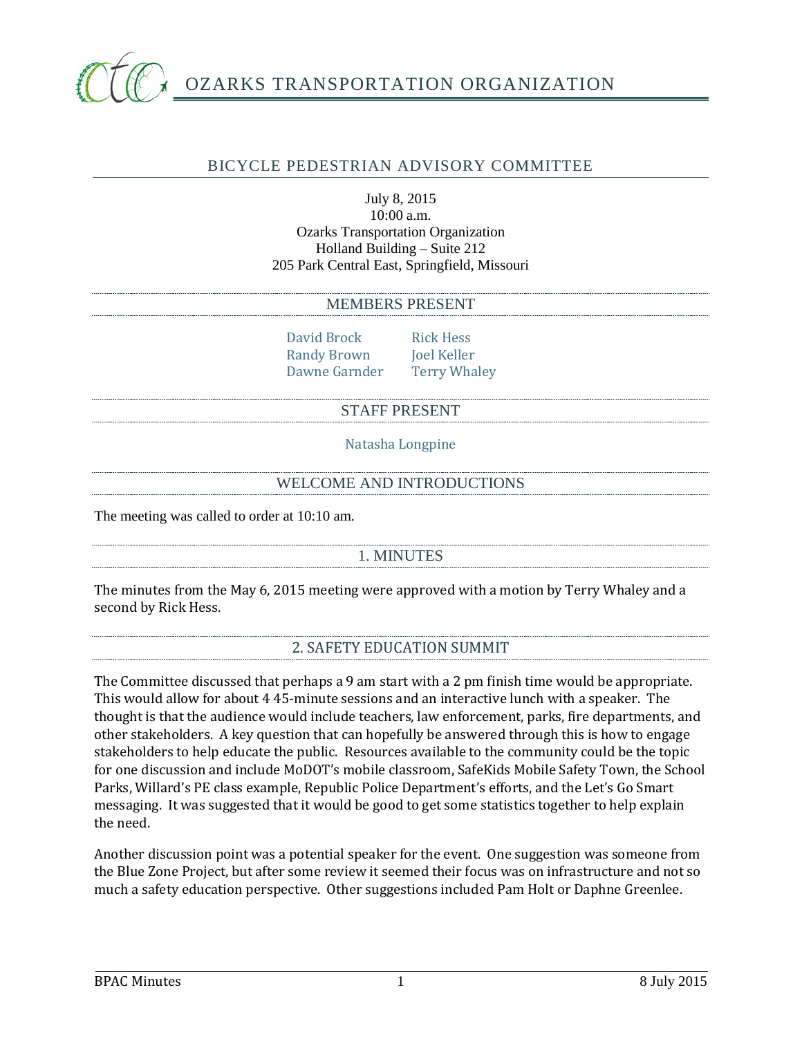# OZARKS TRANSPORTATION ORGANIZATION

## BICYCLE PEDESTRIAN ADVISORY COMMITTEE

July 8, 2015
10:00 a.m.
Ozarks Transportation Organization
Holland Building – Suite 212
205 Park Central East, Springfield, Missouri

### MEMBERS PRESENT

David Brock
Randy Brown
Dawne Garnder
Rick Hess
Joel Keller
Terry Whaley

### STAFF PRESENT

Natasha Longpine

### WELCOME AND INTRODUCTIONS

The meeting was called to order at 10:10 am.

### 1. MINUTES

The minutes from the May 6, 2015 meeting were approved with a motion by Terry Whaley and a second by Rick Hess.

### 2. SAFETY EDUCATION SUMMIT

The Committee discussed that perhaps a 9 am start with a 2 pm finish time would be appropriate. This would allow for about 4 45-minute sessions and an interactive lunch with a speaker. The thought is that the audience would include teachers, law enforcement, parks, fire departments, and other stakeholders. A key question that can hopefully be answered through this is how to engage stakeholders to help educate the public. Resources available to the community could be the topic for one discussion and include MoDOT's mobile classroom, SafeKids Mobile Safety Town, the School Parks, Willard's PE class example, Republic Police Department's efforts, and the Let's Go Smart messaging. It was suggested that it would be good to get some statistics together to help explain the need.

Another discussion point was a potential speaker for the event. One suggestion was someone from the Blue Zone Project, but after some review it seemed their focus was on infrastructure and not so much a safety education perspective. Other suggestions included Pam Holt or Daphne Greenlee.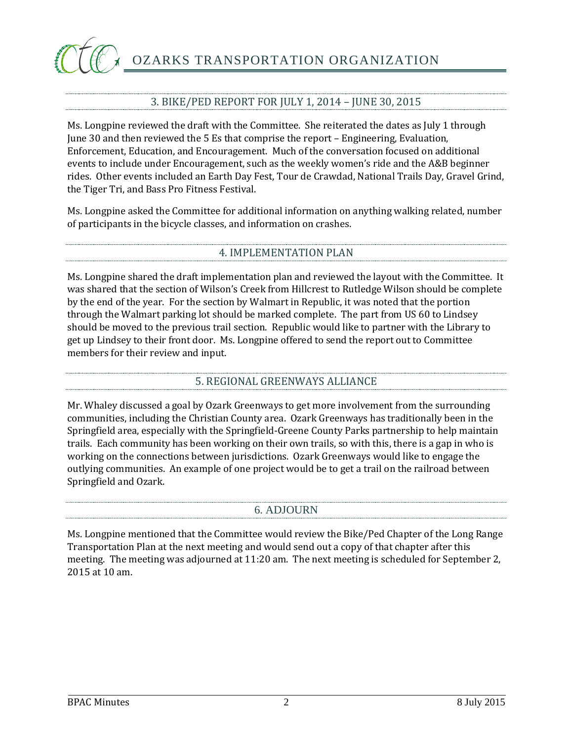## 3. BIKE/PED REPORT FOR JULY 1, 2014 – JUNE 30, 2015

Ms. Longpine reviewed the draft with the Committee. She reiterated the dates as July 1 through June 30 and then reviewed the 5 Es that comprise the report – Engineering, Evaluation, Enforcement, Education, and Encouragement. Much of the conversation focused on additional events to include under Encouragement, such as the weekly women's ride and the A&B beginner rides. Other events included an Earth Day Fest, Tour de Crawdad, National Trails Day, Gravel Grind, the Tiger Tri, and Bass Pro Fitness Festival.

Ms. Longpine asked the Committee for additional information on anything walking related, number of participants in the bicycle classes, and information on crashes.

## 4. IMPLEMENTATION PLAN

Ms. Longpine shared the draft implementation plan and reviewed the layout with the Committee. It was shared that the section of Wilson's Creek from Hillcrest to Rutledge Wilson should be complete by the end of the year. For the section by Walmart in Republic, it was noted that the portion through the Walmart parking lot should be marked complete. The part from US 60 to Lindsey should be moved to the previous trail section. Republic would like to partner with the Library to get up Lindsey to their front door. Ms. Longpine offered to send the report out to Committee members for their review and input.

## 5. REGIONAL GREENWAYS ALLIANCE

Mr. Whaley discussed a goal by Ozark Greenways to get more involvement from the surrounding communities, including the Christian County area. Ozark Greenways has traditionally been in the Springfield area, especially with the Springfield-Greene County Parks partnership to help maintain trails. Each community has been working on their own trails, so with this, there is a gap in who is working on the connections between jurisdictions. Ozark Greenways would like to engage the outlying communities. An example of one project would be to get a trail on the railroad between Springfield and Ozark.

## 6. ADJOURN

Ms. Longpine mentioned that the Committee would review the Bike/Ped Chapter of the Long Range Transportation Plan at the next meeting and would send out a copy of that chapter after this meeting. The meeting was adjourned at 11:20 am. The next meeting is scheduled for September 2, 2015 at 10 am.